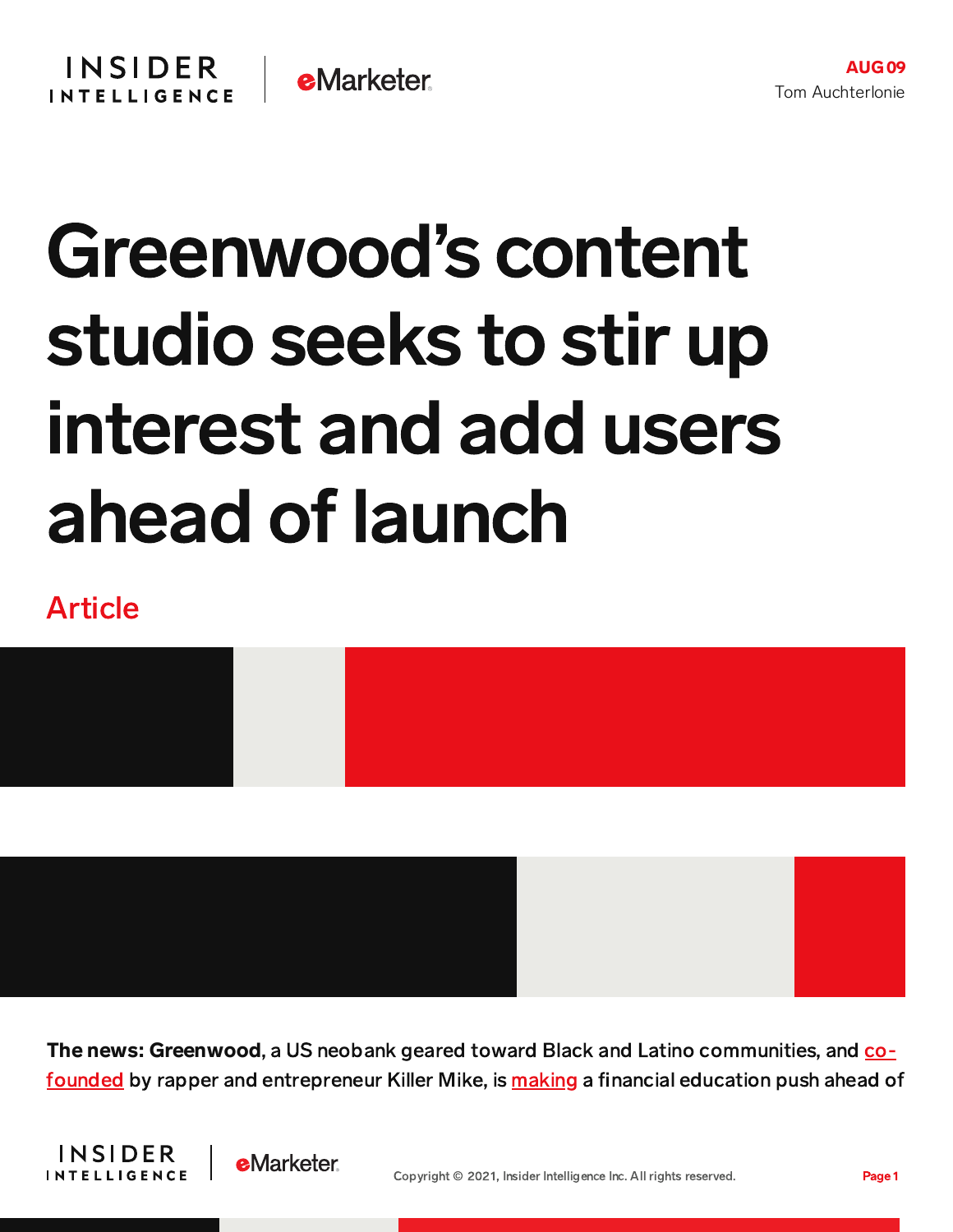AUG 09

Tom Auchterlonie

# Greenwood's content studio seeks to stir up interest and add users ahead of launch

Article

**The news: Greenwood**, a US neobank geared toward Black and Latino communities, and co-founded by rapper and entrepreneur Killer Mike, is making a financial education push ahead of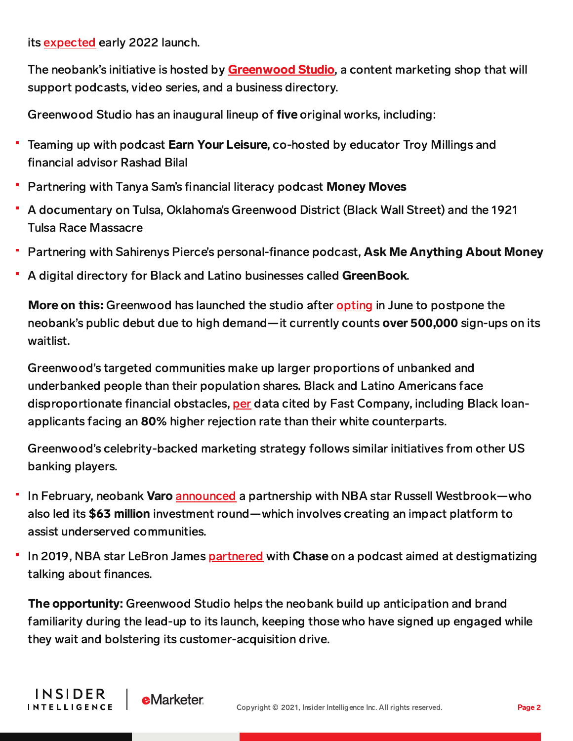its expected early 2022 launch.

The neobank's initiative is hosted by **Greenwood Studio**, a content marketing shop that will support podcasts, video series, and a business directory.

Greenwood Studio has an inaugural lineup of **five** original works, including:

- Teaming up with podcast **Earn Your Leisure**, co-hosted by educator Troy Millings and financial advisor Rashad Bilal
- Partnering with Tanya Sam's financial literacy podcast **Money Moves**
- A documentary on Tulsa, Oklahoma's Greenwood District (Black Wall Street) and the 1921 Tulsa Race Massacre
- Partnering with Sahirenys Pierce's personal-finance podcast, **Ask Me Anything About Money**
- A digital directory for Black and Latino businesses called **GreenBook**.

**More on this:** Greenwood has launched the studio after opting in June to postpone the neobank's public debut due to high demand—it currently counts **over 500,000** sign-ups on its waitlist.

Greenwood's targeted communities make up larger proportions of unbanked and underbanked people than their population shares. Black and Latino Americans face disproportionate financial obstacles, per data cited by Fast Company, including Black loan-applicants facing an **80%** higher rejection rate than their white counterparts.

Greenwood's celebrity-backed marketing strategy follows similar initiatives from other US banking players.

- In February, neobank **Varo** announced a partnership with NBA star Russell Westbrook—who also led its **$63 million** investment round—which involves creating an impact platform to assist underserved communities.
- In 2019, NBA star LeBron James partnered with **Chase** on a podcast aimed at destigmatizing talking about finances.

**The opportunity:** Greenwood Studio helps the neobank build up anticipation and brand familiarity during the lead-up to its launch, keeping those who have signed up engaged while they wait and bolstering its customer-acquisition drive.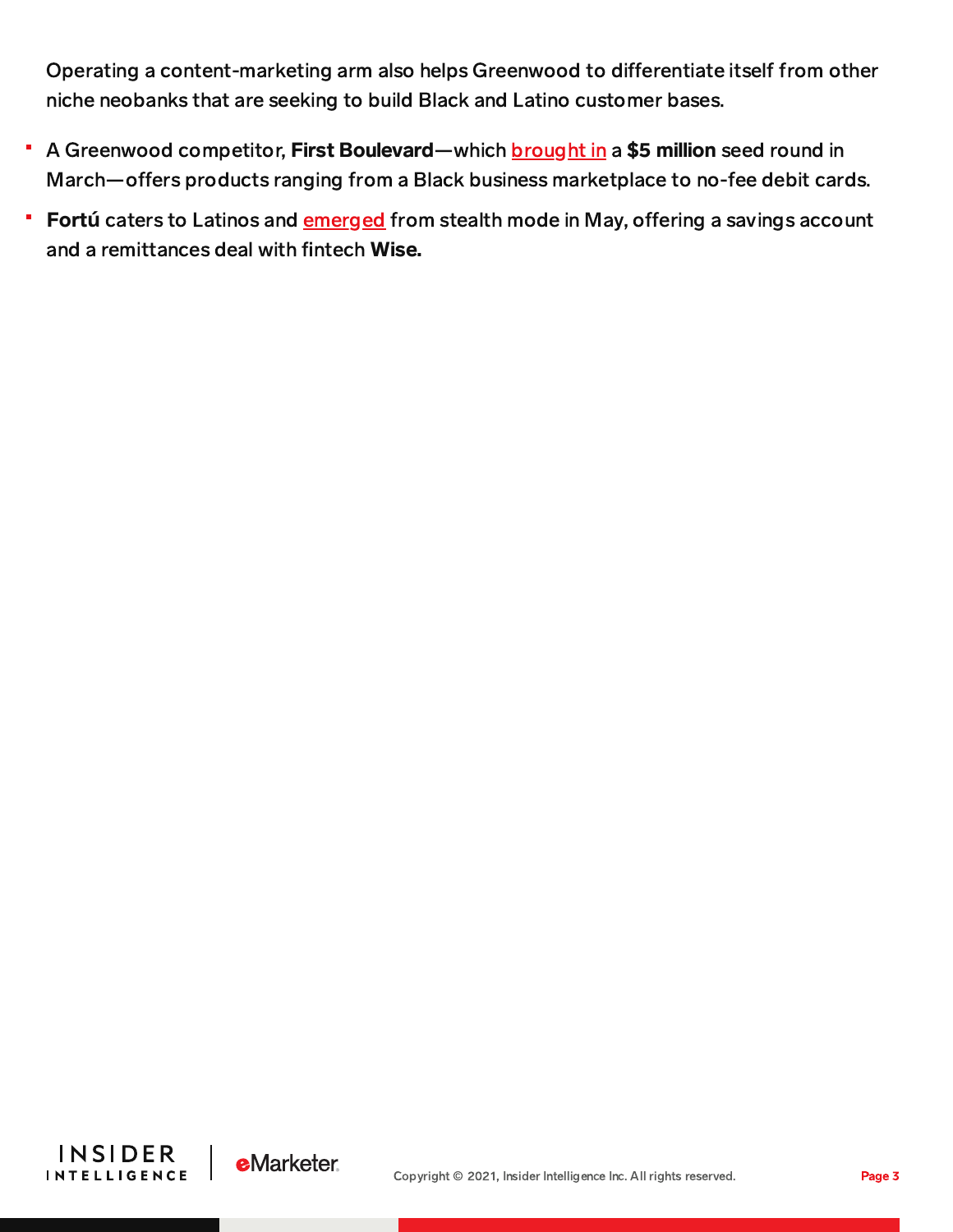Operating a content-marketing arm also helps Greenwood to differentiate itself from other niche neobanks that are seeking to build Black and Latino customer bases.

- A Greenwood competitor, **First Boulevard**—which brought in a **$5 million** seed round in March—offers products ranging from a Black business marketplace to no-fee debit cards.
- **Fortú** caters to Latinos and emerged from stealth mode in May, offering a savings account and a remittances deal with fintech **Wise.**